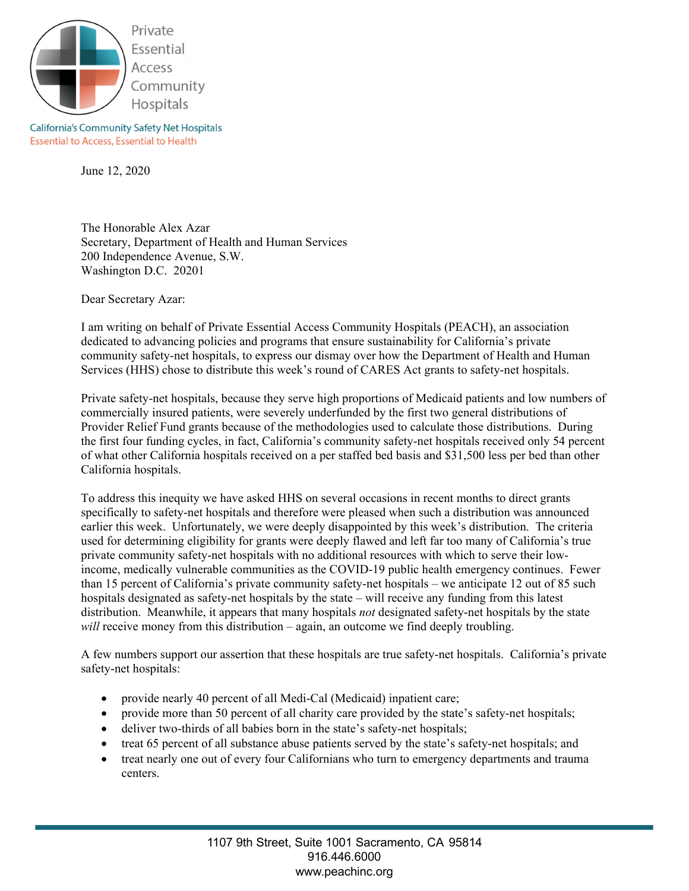Private Essential Access Community Hospitals

California's Community Safety Net Hospitals
Essential to Access, Essential to Health

June 12, 2020

The Honorable Alex Azar
Secretary, Department of Health and Human Services
200 Independence Avenue, S.W.
Washington D.C. 20201

Dear Secretary Azar:

I am writing on behalf of Private Essential Access Community Hospitals (PEACH), an association dedicated to advancing policies and programs that ensure sustainability for California's private community safety-net hospitals, to express our dismay over how the Department of Health and Human Services (HHS) chose to distribute this week's round of CARES Act grants to safety-net hospitals.

Private safety-net hospitals, because they serve high proportions of Medicaid patients and low numbers of commercially insured patients, were severely underfunded by the first two general distributions of Provider Relief Fund grants because of the methodologies used to calculate those distributions. During the first four funding cycles, in fact, California's community safety-net hospitals received only 54 percent of what other California hospitals received on a per staffed bed basis and $31,500 less per bed than other California hospitals.

To address this inequity we have asked HHS on several occasions in recent months to direct grants specifically to safety-net hospitals and therefore were pleased when such a distribution was announced earlier this week. Unfortunately, we were deeply disappointed by this week's distribution. The criteria used for determining eligibility for grants were deeply flawed and left far too many of California's true private community safety-net hospitals with no additional resources with which to serve their low-income, medically vulnerable communities as the COVID-19 public health emergency continues. Fewer than 15 percent of California's private community safety-net hospitals – we anticipate 12 out of 85 such hospitals designated as safety-net hospitals by the state – will receive any funding from this latest distribution. Meanwhile, it appears that many hospitals *not* designated safety-net hospitals by the state *will* receive money from this distribution – again, an outcome we find deeply troubling.

A few numbers support our assertion that these hospitals are true safety-net hospitals. California's private safety-net hospitals:

- provide nearly 40 percent of all Medi-Cal (Medicaid) inpatient care;
- provide more than 50 percent of all charity care provided by the state's safety-net hospitals;
- deliver two-thirds of all babies born in the state's safety-net hospitals;
- treat 65 percent of all substance abuse patients served by the state's safety-net hospitals; and
- treat nearly one out of every four Californians who turn to emergency departments and trauma centers.

1107 9th Street, Suite 1001 Sacramento, CA 95814
916.446.6000
www.peachinc.org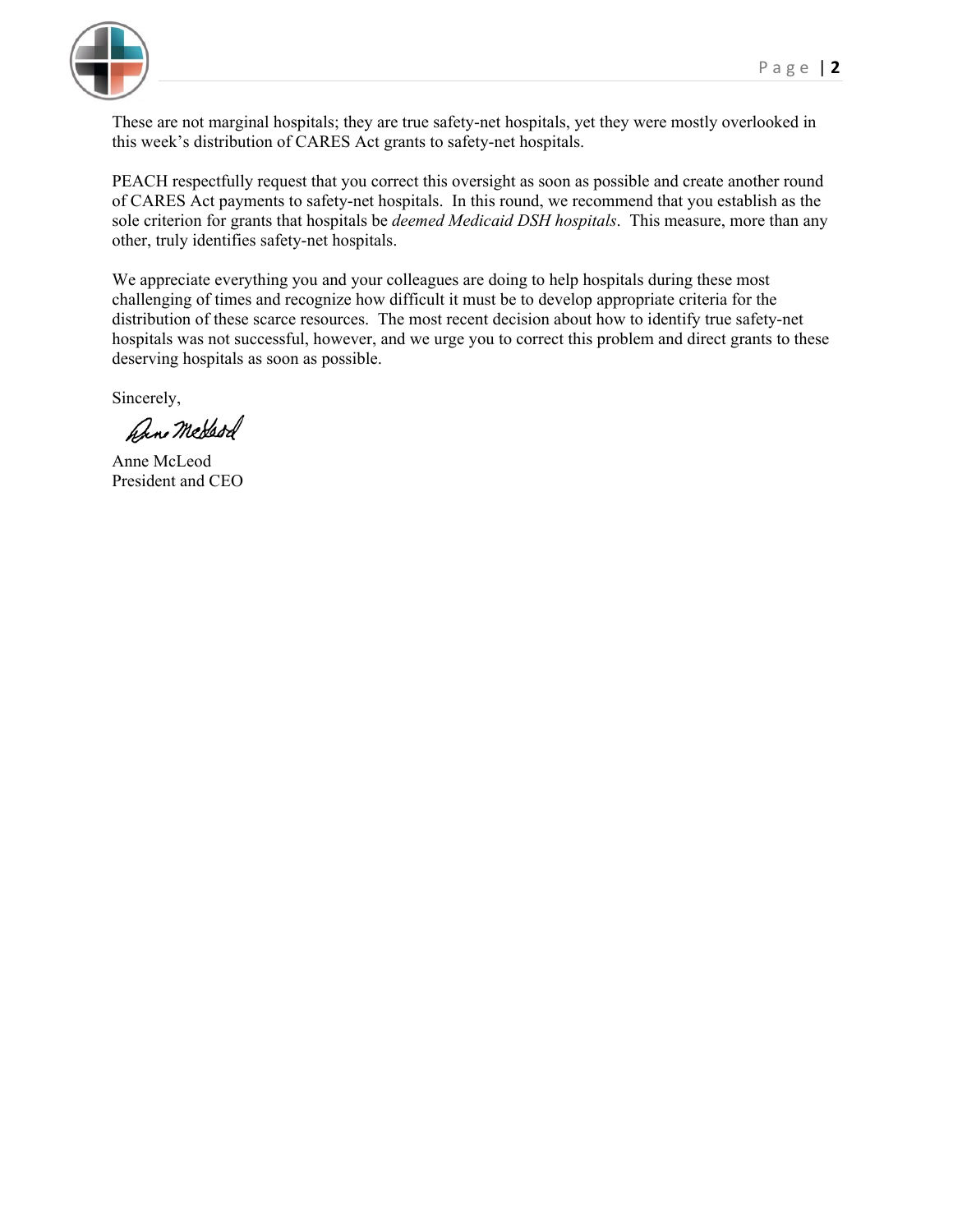These are not marginal hospitals; they are true safety-net hospitals, yet they were mostly overlooked in this week's distribution of CARES Act grants to safety-net hospitals.

PEACH respectfully request that you correct this oversight as soon as possible and create another round of CARES Act payments to safety-net hospitals. In this round, we recommend that you establish as the sole criterion for grants that hospitals be *deemed Medicaid DSH hospitals*. This measure, more than any other, truly identifies safety-net hospitals.

We appreciate everything you and your colleagues are doing to help hospitals during these most challenging of times and recognize how difficult it must be to develop appropriate criteria for the distribution of these scarce resources. The most recent decision about how to identify true safety-net hospitals was not successful, however, and we urge you to correct this problem and direct grants to these deserving hospitals as soon as possible.

Sincerely,

Anne McLeod
President and CEO